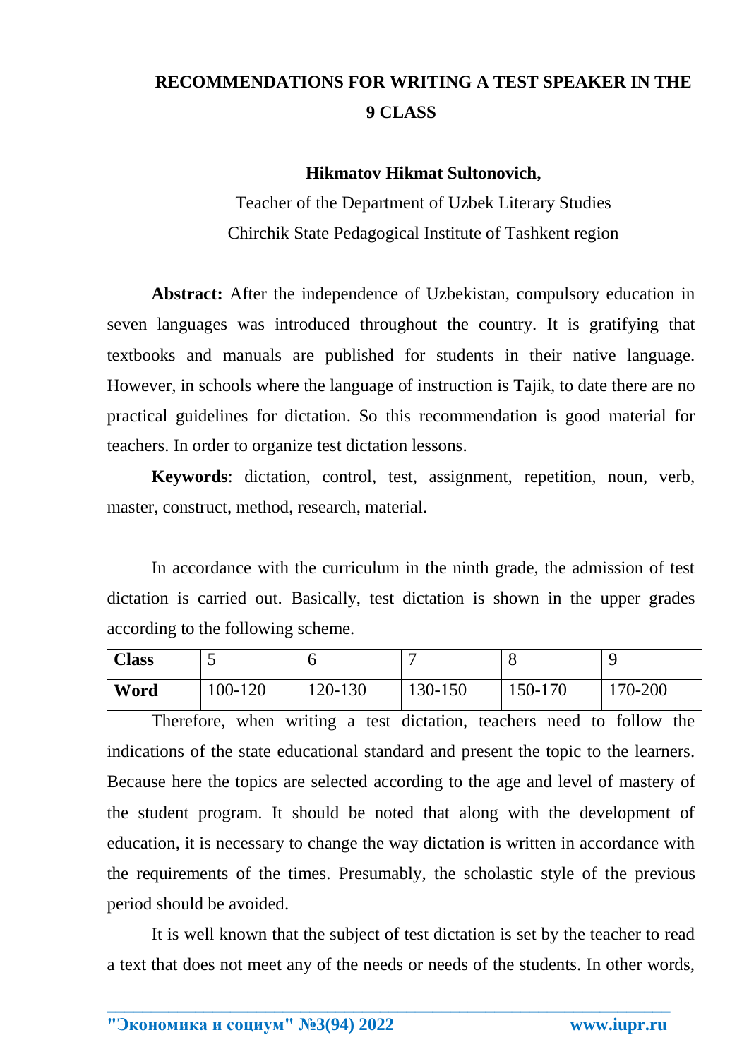# RECOMMENDATIONS FOR WRITING A TEST SPEAKER IN THE 9 CLASS

**Hikmatov Hikmat Sultonovich,**

Teacher of the Department of Uzbek Literary Studies

Chirchik State Pedagogical Institute of Tashkent region

**Abstract:** After the independence of Uzbekistan, compulsory education in seven languages was introduced throughout the country. It is gratifying that textbooks and manuals are published for students in their native language. However, in schools where the language of instruction is Tajik, to date there are no practical guidelines for dictation. So this recommendation is good material for teachers. In order to organize test dictation lessons.

**Keywords**: dictation, control, test, assignment, repetition, noun, verb, master, construct, method, research, material.

In accordance with the curriculum in the ninth grade, the admission of test dictation is carried out. Basically, test dictation is shown in the upper grades according to the following scheme.

| **Class** | 5 | 6 | 7 | 8 | 9 |
|---|---|---|---|---|---|
| **Word** | 100-120 | 120-130 | 130-150 | 150-170 | 170-200 |

Therefore, when writing a test dictation, teachers need to follow the indications of the state educational standard and present the topic to the learners. Because here the topics are selected according to the age and level of mastery of the student program. It should be noted that along with the development of education, it is necessary to change the way dictation is written in accordance with the requirements of the times. Presumably, the scholastic style of the previous period should be avoided.

It is well known that the subject of test dictation is set by the teacher to read a text that does not meet any of the needs or needs of the students. In other words,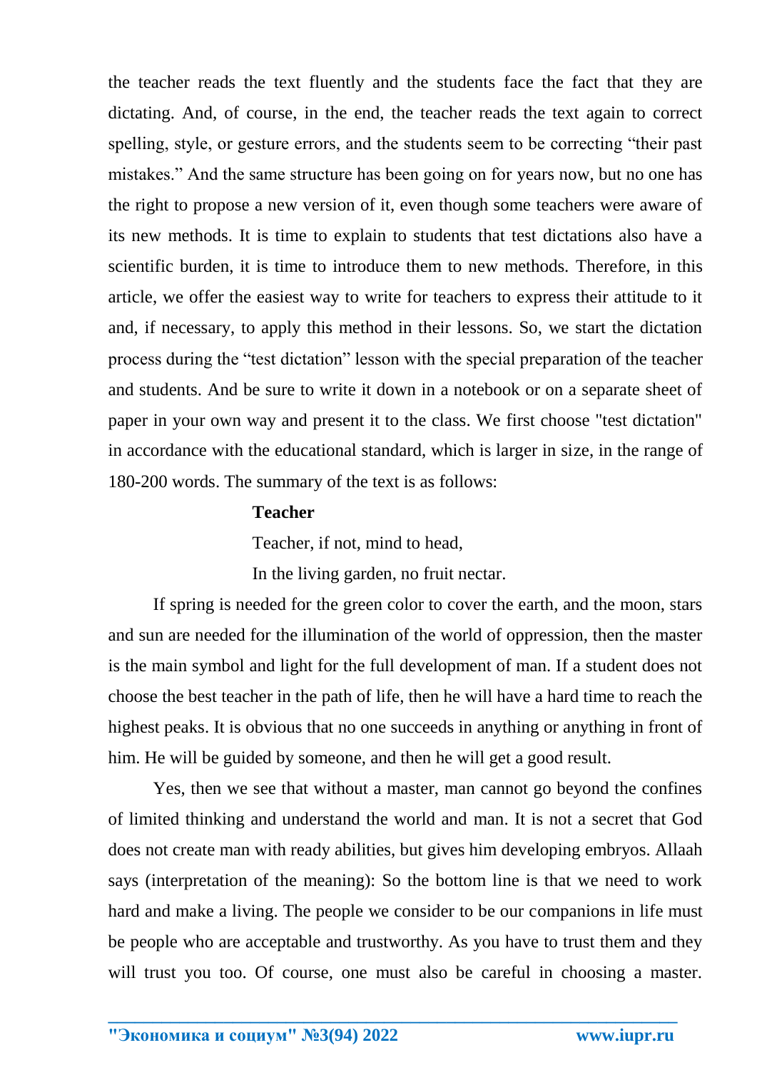the teacher reads the text fluently and the students face the fact that they are dictating. And, of course, in the end, the teacher reads the text again to correct spelling, style, or gesture errors, and the students seem to be correcting "their past mistakes." And the same structure has been going on for years now, but no one has the right to propose a new version of it, even though some teachers were aware of its new methods. It is time to explain to students that test dictations also have a scientific burden, it is time to introduce them to new methods. Therefore, in this article, we offer the easiest way to write for teachers to express their attitude to it and, if necessary, to apply this method in their lessons. So, we start the dictation process during the "test dictation" lesson with the special preparation of the teacher and students. And be sure to write it down in a notebook or on a separate sheet of paper in your own way and present it to the class. We first choose "test dictation" in accordance with the educational standard, which is larger in size, in the range of 180-200 words. The summary of the text is as follows:

**Teacher**

Teacher, if not, mind to head,
In the living garden, no fruit nectar.

If spring is needed for the green color to cover the earth, and the moon, stars and sun are needed for the illumination of the world of oppression, then the master is the main symbol and light for the full development of man. If a student does not choose the best teacher in the path of life, then he will have a hard time to reach the highest peaks. It is obvious that no one succeeds in anything or anything in front of him. He will be guided by someone, and then he will get a good result.

Yes, then we see that without a master, man cannot go beyond the confines of limited thinking and understand the world and man. It is not a secret that God does not create man with ready abilities, but gives him developing embryos. Allaah says (interpretation of the meaning): So the bottom line is that we need to work hard and make a living. The people we consider to be our companions in life must be people who are acceptable and trustworthy. As you have to trust them and they will trust you too. Of course, one must also be careful in choosing a master.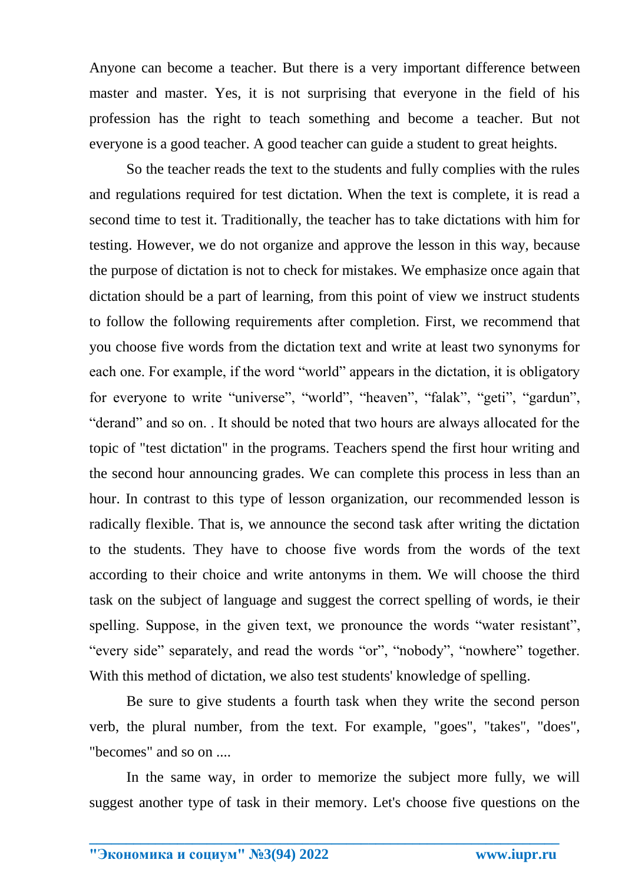Anyone can become a teacher. But there is a very important difference between master and master. Yes, it is not surprising that everyone in the field of his profession has the right to teach something and become a teacher. But not everyone is a good teacher. A good teacher can guide a student to great heights.

So the teacher reads the text to the students and fully complies with the rules and regulations required for test dictation. When the text is complete, it is read a second time to test it. Traditionally, the teacher has to take dictations with him for testing. However, we do not organize and approve the lesson in this way, because the purpose of dictation is not to check for mistakes. We emphasize once again that dictation should be a part of learning, from this point of view we instruct students to follow the following requirements after completion. First, we recommend that you choose five words from the dictation text and write at least two synonyms for each one. For example, if the word "world" appears in the dictation, it is obligatory for everyone to write "universe", "world", "heaven", "falak", "geti", "gardun", "derand" and so on. . It should be noted that two hours are always allocated for the topic of "test dictation" in the programs. Teachers spend the first hour writing and the second hour announcing grades. We can complete this process in less than an hour. In contrast to this type of lesson organization, our recommended lesson is radically flexible. That is, we announce the second task after writing the dictation to the students. They have to choose five words from the words of the text according to their choice and write antonyms in them. We will choose the third task on the subject of language and suggest the correct spelling of words, ie their spelling. Suppose, in the given text, we pronounce the words "water resistant", "every side" separately, and read the words "or", "nobody", "nowhere" together. With this method of dictation, we also test students' knowledge of spelling.

Be sure to give students a fourth task when they write the second person verb, the plural number, from the text. For example, "goes", "takes", "does", "becomes" and so on ....

In the same way, in order to memorize the subject more fully, we will suggest another type of task in their memory. Let's choose five questions on the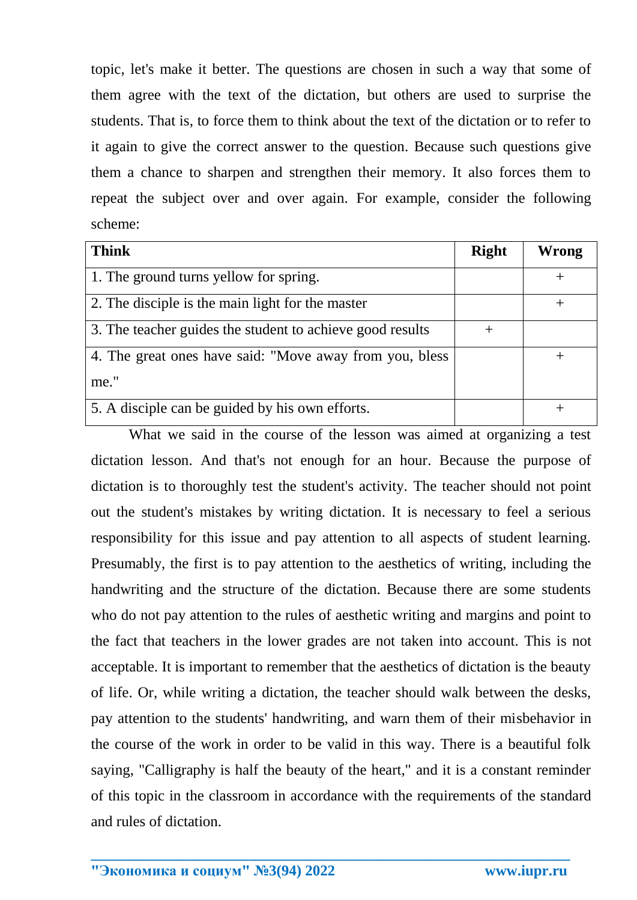topic, let's make it better. The questions are chosen in such a way that some of them agree with the text of the dictation, but others are used to surprise the students. That is, to force them to think about the text of the dictation or to refer to it again to give the correct answer to the question. Because such questions give them a chance to sharpen and strengthen their memory. It also forces them to repeat the subject over and over again. For example, consider the following scheme:

| Think | Right | Wrong |
|---|---|---|
| 1. The ground turns yellow for spring. | | + |
| 2. The disciple is the main light for the master | | + |
| 3. The teacher guides the student to achieve good results | + | |
| 4. The great ones have said: "Move away from you, bless me." | | + |
| 5. A disciple can be guided by his own efforts. | | + |

What we said in the course of the lesson was aimed at organizing a test dictation lesson. And that's not enough for an hour. Because the purpose of dictation is to thoroughly test the student's activity. The teacher should not point out the student's mistakes by writing dictation. It is necessary to feel a serious responsibility for this issue and pay attention to all aspects of student learning. Presumably, the first is to pay attention to the aesthetics of writing, including the handwriting and the structure of the dictation. Because there are some students who do not pay attention to the rules of aesthetic writing and margins and point to the fact that teachers in the lower grades are not taken into account. This is not acceptable. It is important to remember that the aesthetics of dictation is the beauty of life. Or, while writing a dictation, the teacher should walk between the desks, pay attention to the students' handwriting, and warn them of their misbehavior in the course of the work in order to be valid in this way. There is a beautiful folk saying, "Calligraphy is half the beauty of the heart," and it is a constant reminder of this topic in the classroom in accordance with the requirements of the standard and rules of dictation.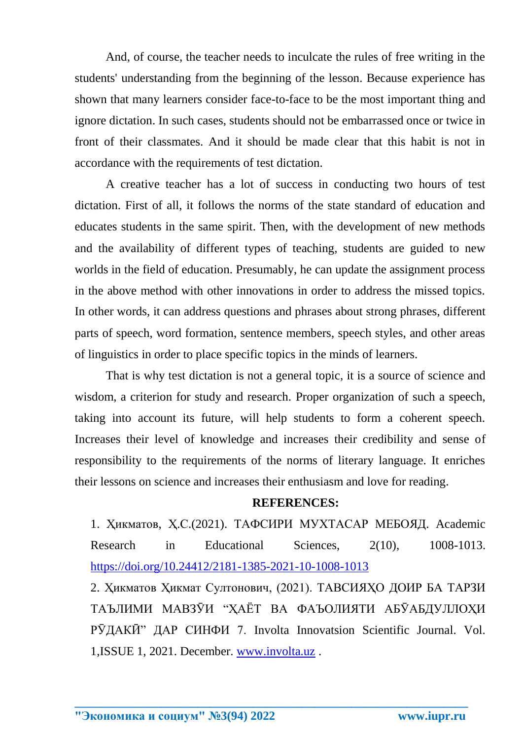And, of course, the teacher needs to inculcate the rules of free writing in the students' understanding from the beginning of the lesson. Because experience has shown that many learners consider face-to-face to be the most important thing and ignore dictation. In such cases, students should not be embarrassed once or twice in front of their classmates. And it should be made clear that this habit is not in accordance with the requirements of test dictation.

A creative teacher has a lot of success in conducting two hours of test dictation. First of all, it follows the norms of the state standard of education and educates students in the same spirit. Then, with the development of new methods and the availability of different types of teaching, students are guided to new worlds in the field of education. Presumably, he can update the assignment process in the above method with other innovations in order to address the missed topics. In other words, it can address questions and phrases about strong phrases, different parts of speech, word formation, sentence members, speech styles, and other areas of linguistics in order to place specific topics in the minds of learners.

That is why test dictation is not a general topic, it is a source of science and wisdom, a criterion for study and research. Proper organization of such a speech, taking into account its future, will help students to form a coherent speech. Increases their level of knowledge and increases their credibility and sense of responsibility to the requirements of the norms of literary language. It enriches their lessons on science and increases their enthusiasm and love for reading.

**REFERENCES:**

1. Ҳикматов, Ҳ.С.(2021). ТАФСИРИ МУХТАСАР МЕБОЯД. Academic Research in Educational Sciences, 2(10), 1008-1013. https://doi.org/10.24412/2181-1385-2021-10-1008-1013

2. Ҳикматов Ҳикмат Султонович, (2021). ТАВСИЯҲО ДОИР БА ТАРЗИ ТАЪЛИМИ МАВЗӮИ "ҲАЁТ ВА ФАЪОЛИЯТИ АБӮАБДУЛЛОҲИ РӮДАКӢ" ДАР СИНФИ 7. Involta Innovatsion Scientific Journal. Vol. 1,ISSUE 1, 2021. December. www.involta.uz .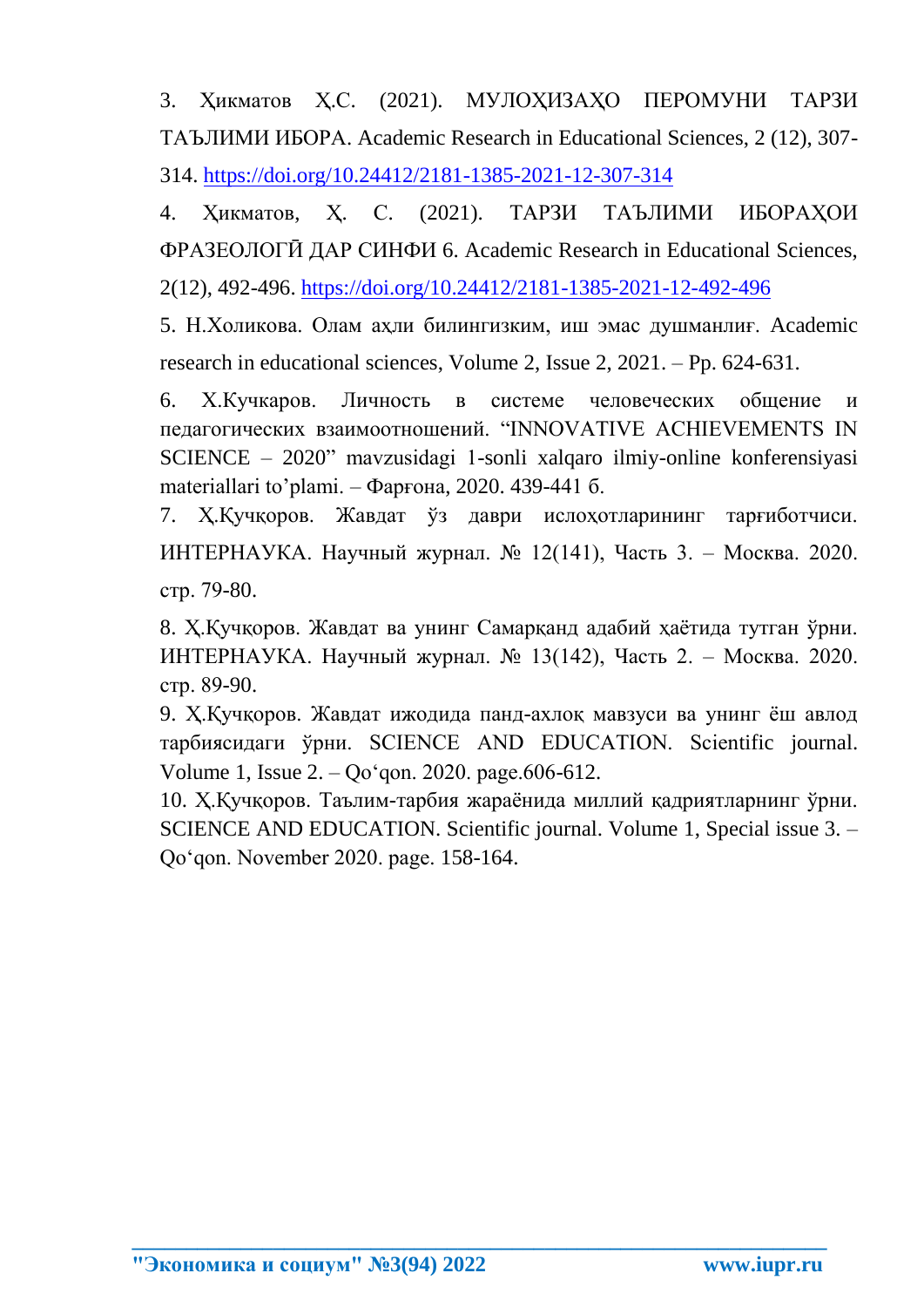3. Ҳикматов Ҳ.С. (2021). МУЛОҲИЗАҲО ПЕРОМУНИ ТАРЗИ ТАЪЛИМИ ИБОРА. Academic Research in Educational Sciences, 2 (12), 307-314. https://doi.org/10.24412/2181-1385-2021-12-307-314

4. Ҳикматов, Ҳ. С. (2021). ТАРЗИ ТАЪЛИМИ ИБОРАҲОИ ФРАЗЕОЛОГӢ ДАР СИНФИ 6. Academic Research in Educational Sciences, 2(12), 492-496. https://doi.org/10.24412/2181-1385-2021-12-492-496

5. Н.Холикова. Олам аҳли билингизким, иш эмас душманлиғ. Academic research in educational sciences, Volume 2, Issue 2, 2021. – Pp. 624-631.

6. Х.Кучкаров. Личность в системе человеческих общение и педагогических взаимоотношений. "INNOVATIVE ACHIEVEMENTS IN SCIENCE – 2020" mavzusidagi 1-sonli xalqaro ilmiy-online konferensiyasi materiallari to'plami. – Фарғона, 2020. 439-441 б.

7. Ҳ.Кучқоров. Жавдат ўз даври ислоҳотларининг тарғиботчиси. ИНТЕРНАУКА. Научный журнал. № 12(141), Часть 3. – Москва. 2020. стр. 79-80.

8. Ҳ.Кучқоров. Жавдат ва унинг Самарқанд адабий ҳаётида тутган ўрни. ИНТЕРНАУКА. Научный журнал. № 13(142), Часть 2. – Москва. 2020. стр. 89-90.

9. Ҳ.Кучқоров. Жавдат ижодида панд-ахлоқ мавзуси ва унинг ёш авлод тарбиясидаги ўрни. SCIENCE AND EDUCATION. Scientific journal. Volume 1, Issue 2. – Qo'qon. 2020. page.606-612.

10. Ҳ.Кучқоров. Таълим-тарбия жараёнида миллий қадриятларнинг ўрни. SCIENCE AND EDUCATION. Scientific journal. Volume 1, Special issue 3. – Qo'qon. November 2020. page. 158-164.